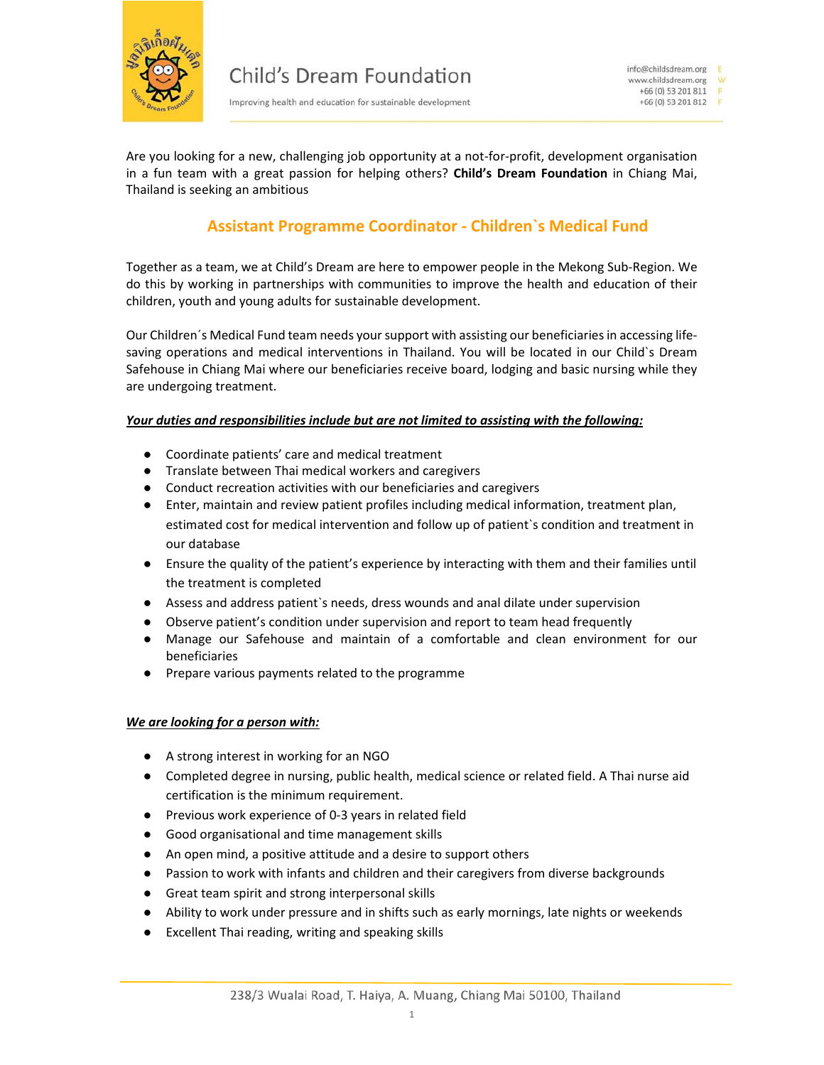Child's Dream Foundation

Improving health and education for sustainable development

info@childsdream.org E
www.childsdream.org W
+66 (0) 53 201 811 P
+66 (0) 53 201 812 F

Are you looking for a new, challenging job opportunity at a not-for-profit, development organisation in a fun team with a great passion for helping others? **Child's Dream Foundation** in Chiang Mai, Thailand is seeking an ambitious

## Assistant Programme Coordinator - Children`s Medical Fund

Together as a team, we at Child's Dream are here to empower people in the Mekong Sub-Region. We do this by working in partnerships with communities to improve the health and education of their children, youth and young adults for sustainable development.

Our Children´s Medical Fund team needs your support with assisting our beneficiaries in accessing life-saving operations and medical interventions in Thailand. You will be located in our Child`s Dream Safehouse in Chiang Mai where our beneficiaries receive board, lodging and basic nursing while they are undergoing treatment.

***Your duties and responsibilities include but are not limited to assisting with the following:***

- Coordinate patients' care and medical treatment
- Translate between Thai medical workers and caregivers
- Conduct recreation activities with our beneficiaries and caregivers
- Enter, maintain and review patient profiles including medical information, treatment plan, estimated cost for medical intervention and follow up of patient`s condition and treatment in our database
- Ensure the quality of the patient's experience by interacting with them and their families until the treatment is completed
- Assess and address patient`s needs, dress wounds and anal dilate under supervision
- Observe patient's condition under supervision and report to team head frequently
- Manage our Safehouse and maintain of a comfortable and clean environment for our beneficiaries
- Prepare various payments related to the programme

***We are looking for a person with:***

- A strong interest in working for an NGO
- Completed degree in nursing, public health, medical science or related field. A Thai nurse aid certification is the minimum requirement.
- Previous work experience of 0-3 years in related field
- Good organisational and time management skills
- An open mind, a positive attitude and a desire to support others
- Passion to work with infants and children and their caregivers from diverse backgrounds
- Great team spirit and strong interpersonal skills
- Ability to work under pressure and in shifts such as early mornings, late nights or weekends
- Excellent Thai reading, writing and speaking skills

238/3 Wualai Road, T. Haiya, A. Muang, Chiang Mai 50100, Thailand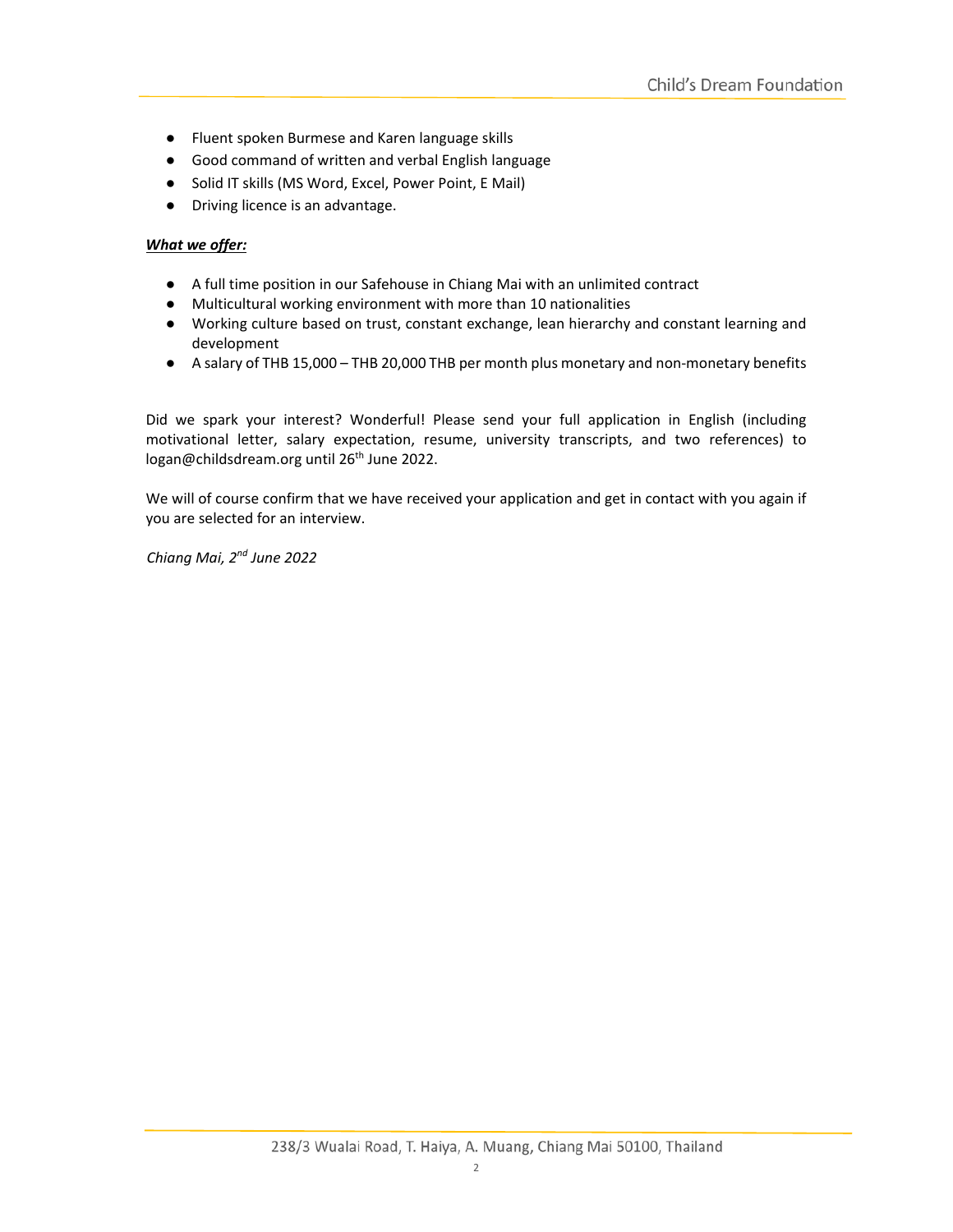- Fluent spoken Burmese and Karen language skills
- Good command of written and verbal English language
- Solid IT skills (MS Word, Excel, Power Point, E Mail)
- Driving licence is an advantage.

***<u>What we offer:</u>***

- A full time position in our Safehouse in Chiang Mai with an unlimited contract
- Multicultural working environment with more than 10 nationalities
- Working culture based on trust, constant exchange, lean hierarchy and constant learning and development
- A salary of THB 15,000 – THB 20,000 THB per month plus monetary and non-monetary benefits

Did we spark your interest? Wonderful! Please send your full application in English (including motivational letter, salary expectation, resume, university transcripts, and two references) to logan@childsdream.org until 26th June 2022.

We will of course confirm that we have received your application and get in contact with you again if you are selected for an interview.

*Chiang Mai, 2nd June 2022*